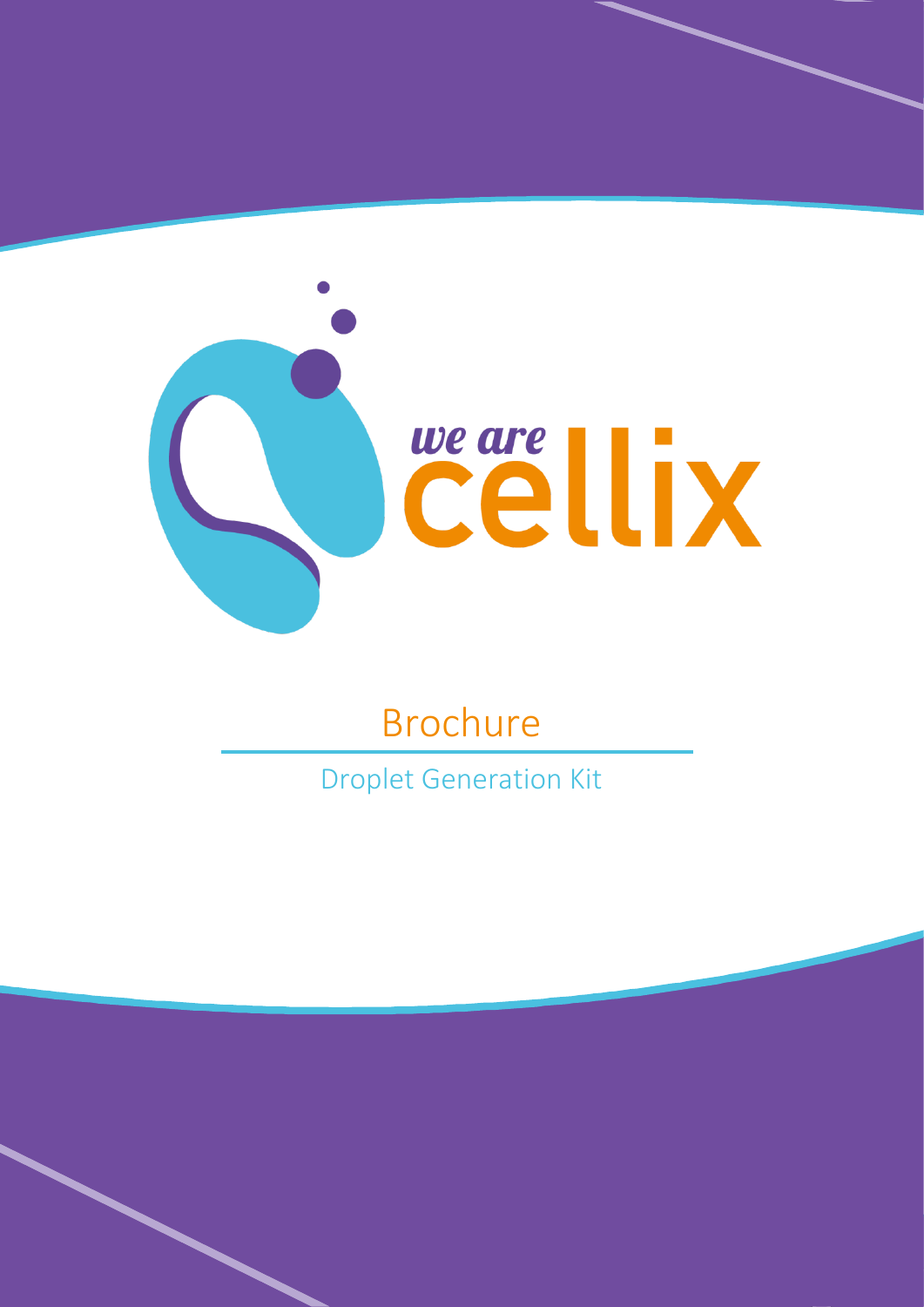we are cellix

# Brochure

## Droplet Generation Kit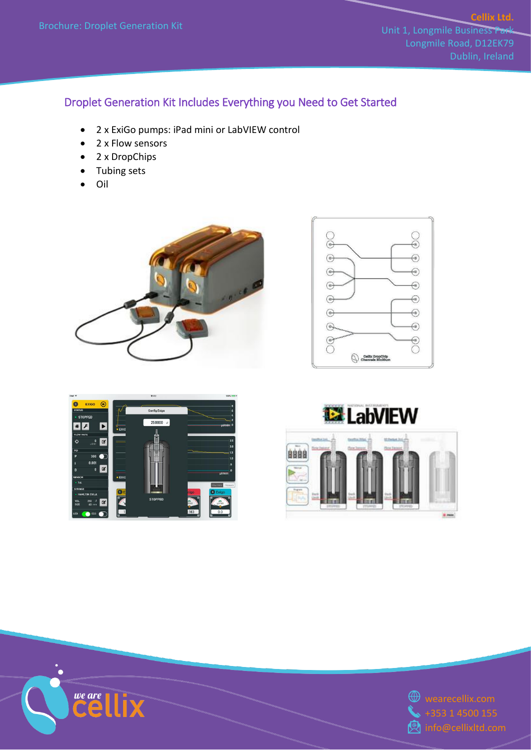## Droplet Generation Kit Includes Everything you Need to Get Started

- 2 x ExiGo pumps: iPad mini or LabVIEW control
- 2 x Flow sensors
- 2 x DropChips
- Tubing sets
- Oil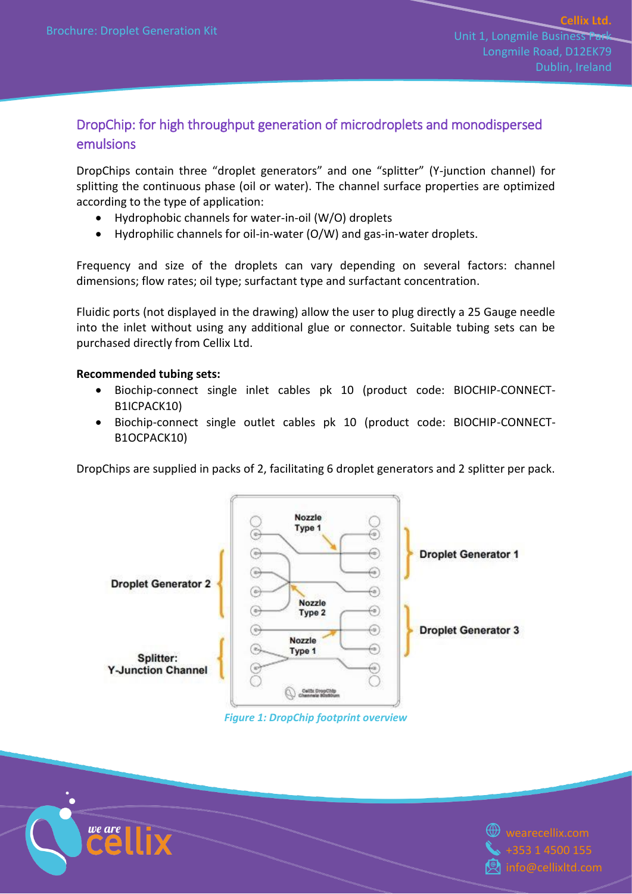## DropChip: for high throughput generation of microdroplets and monodispersed emulsions

DropChips contain three "droplet generators" and one "splitter" (Y-junction channel) for splitting the continuous phase (oil or water). The channel surface properties are optimized according to the type of application:

- Hydrophobic channels for water-in-oil (W/O) droplets
- Hydrophilic channels for oil-in-water (O/W) and gas-in-water droplets.

Frequency and size of the droplets can vary depending on several factors: channel dimensions; flow rates; oil type; surfactant type and surfactant concentration.

Fluidic ports (not displayed in the drawing) allow the user to plug directly a 25 Gauge needle into the inlet without using any additional glue or connector. Suitable tubing sets can be purchased directly from Cellix Ltd.

**Recommended tubing sets:**

- Biochip-connect single inlet cables pk 10 (product code: BIOCHIP-CONNECT-B1ICPACK10)
- Biochip-connect single outlet cables pk 10 (product code: BIOCHIP-CONNECT-B1OCPACK10)

DropChips are supplied in packs of 2, facilitating 6 droplet generators and 2 splitter per pack.

*Figure 1: DropChip footprint overview*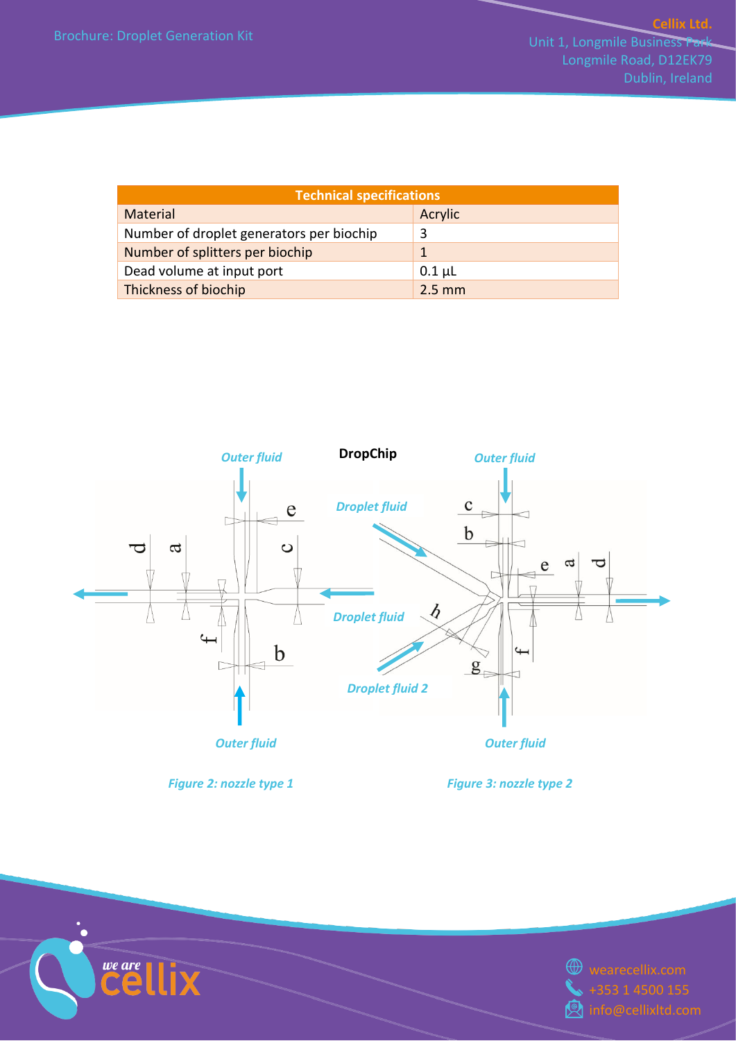| Technical specifications | |
|---|---|
| Material | Acrylic |
| Number of droplet generators per biochip | 3 |
| Number of splitters per biochip | 1 |
| Dead volume at input port | 0.1 µL |
| Thickness of biochip | 2.5 mm |

**DropChip**

*Figure 2: nozzle type 1*

*Figure 3: nozzle type 2*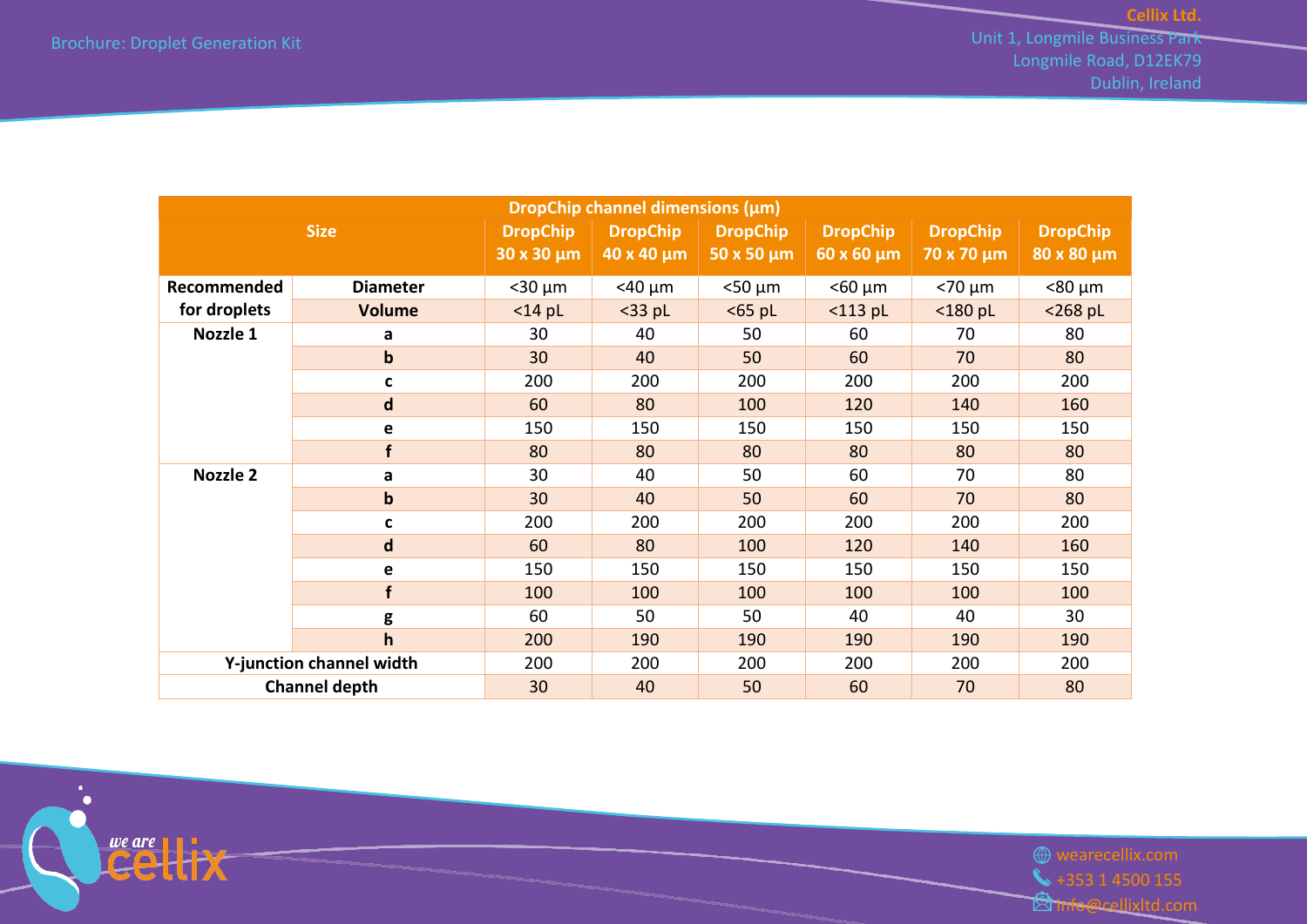| Size | | DropChip channel dimensions (µm) DropChip 30 x 30 µm | DropChip 40 x 40 µm | DropChip 50 x 50 µm | DropChip 60 x 60 µm | DropChip 70 x 70 µm | DropChip 80 x 80 µm |
|---|---|---|---|---|---|---|---|
| Recommended for droplets | Diameter | <30 µm | <40 µm | <50 µm | <60 µm | <70 µm | <80 µm |
| | Volume | <14 pL | <33 pL | <65 pL | <113 pL | <180 pL | <268 pL |
| Nozzle 1 | a | 30 | 40 | 50 | 60 | 70 | 80 |
| | b | 30 | 40 | 50 | 60 | 70 | 80 |
| | c | 200 | 200 | 200 | 200 | 200 | 200 |
| | d | 60 | 80 | 100 | 120 | 140 | 160 |
| | e | 150 | 150 | 150 | 150 | 150 | 150 |
| | f | 80 | 80 | 80 | 80 | 80 | 80 |
| Nozzle 2 | a | 30 | 40 | 50 | 60 | 70 | 80 |
| | b | 30 | 40 | 50 | 60 | 70 | 80 |
| | c | 200 | 200 | 200 | 200 | 200 | 200 |
| | d | 60 | 80 | 100 | 120 | 140 | 160 |
| | e | 150 | 150 | 150 | 150 | 150 | 150 |
| | f | 100 | 100 | 100 | 100 | 100 | 100 |
| | g | 60 | 50 | 50 | 40 | 40 | 30 |
| | h | 200 | 190 | 190 | 190 | 190 | 190 |
| Y-junction channel width | | 200 | 200 | 200 | 200 | 200 | 200 |
| Channel depth | | 30 | 40 | 50 | 60 | 70 | 80 |